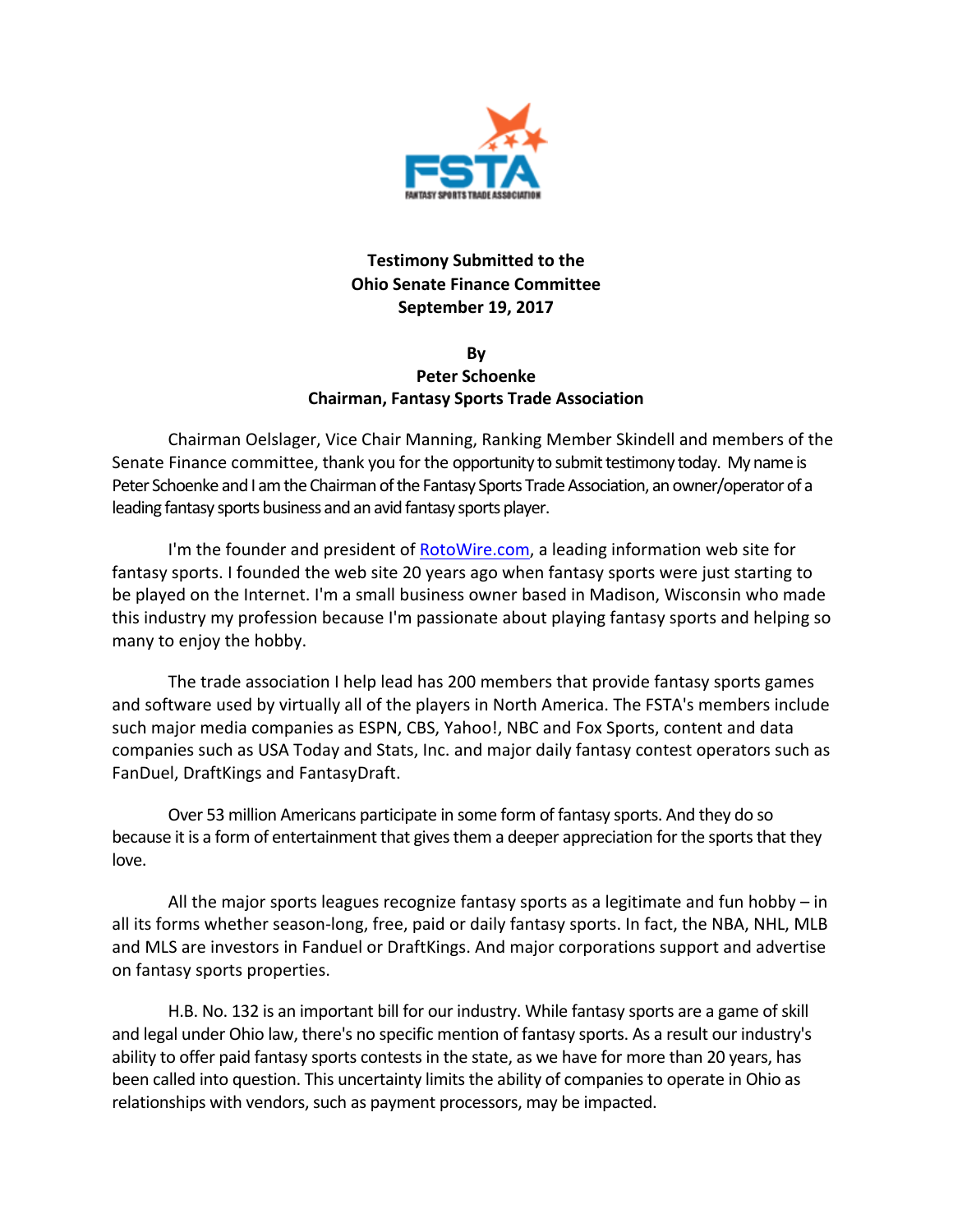FSTA

FANTASY SPORTS TRADE ASSOCIATION

**Testimony Submitted to the**
**Ohio Senate Finance Committee**
**September 19, 2017**

**By**
**Peter Schoenke**
**Chairman, Fantasy Sports Trade Association**

Chairman Oelslager, Vice Chair Manning, Ranking Member Skindell and members of the Senate Finance committee, thank you for the opportunity to submit testimony today. My name is Peter Schoenke and I am the Chairman of the Fantasy Sports Trade Association, an owner/operator of a leading fantasy sports business and an avid fantasy sports player.

I'm the founder and president of RotoWire.com, a leading information web site for fantasy sports. I founded the web site 20 years ago when fantasy sports were just starting to be played on the Internet. I'm a small business owner based in Madison, Wisconsin who made this industry my profession because I'm passionate about playing fantasy sports and helping so many to enjoy the hobby.

The trade association I help lead has 200 members that provide fantasy sports games and software used by virtually all of the players in North America. The FSTA's members include such major media companies as ESPN, CBS, Yahoo!, NBC and Fox Sports, content and data companies such as USA Today and Stats, Inc. and major daily fantasy contest operators such as FanDuel, DraftKings and FantasyDraft.

Over 53 million Americans participate in some form of fantasy sports. And they do so because it is a form of entertainment that gives them a deeper appreciation for the sports that they love.

All the major sports leagues recognize fantasy sports as a legitimate and fun hobby – in all its forms whether season-long, free, paid or daily fantasy sports. In fact, the NBA, NHL, MLB and MLS are investors in Fanduel or DraftKings. And major corporations support and advertise on fantasy sports properties.

H.B. No. 132 is an important bill for our industry. While fantasy sports are a game of skill and legal under Ohio law, there's no specific mention of fantasy sports. As a result our industry's ability to offer paid fantasy sports contests in the state, as we have for more than 20 years, has been called into question. This uncertainty limits the ability of companies to operate in Ohio as relationships with vendors, such as payment processors, may be impacted.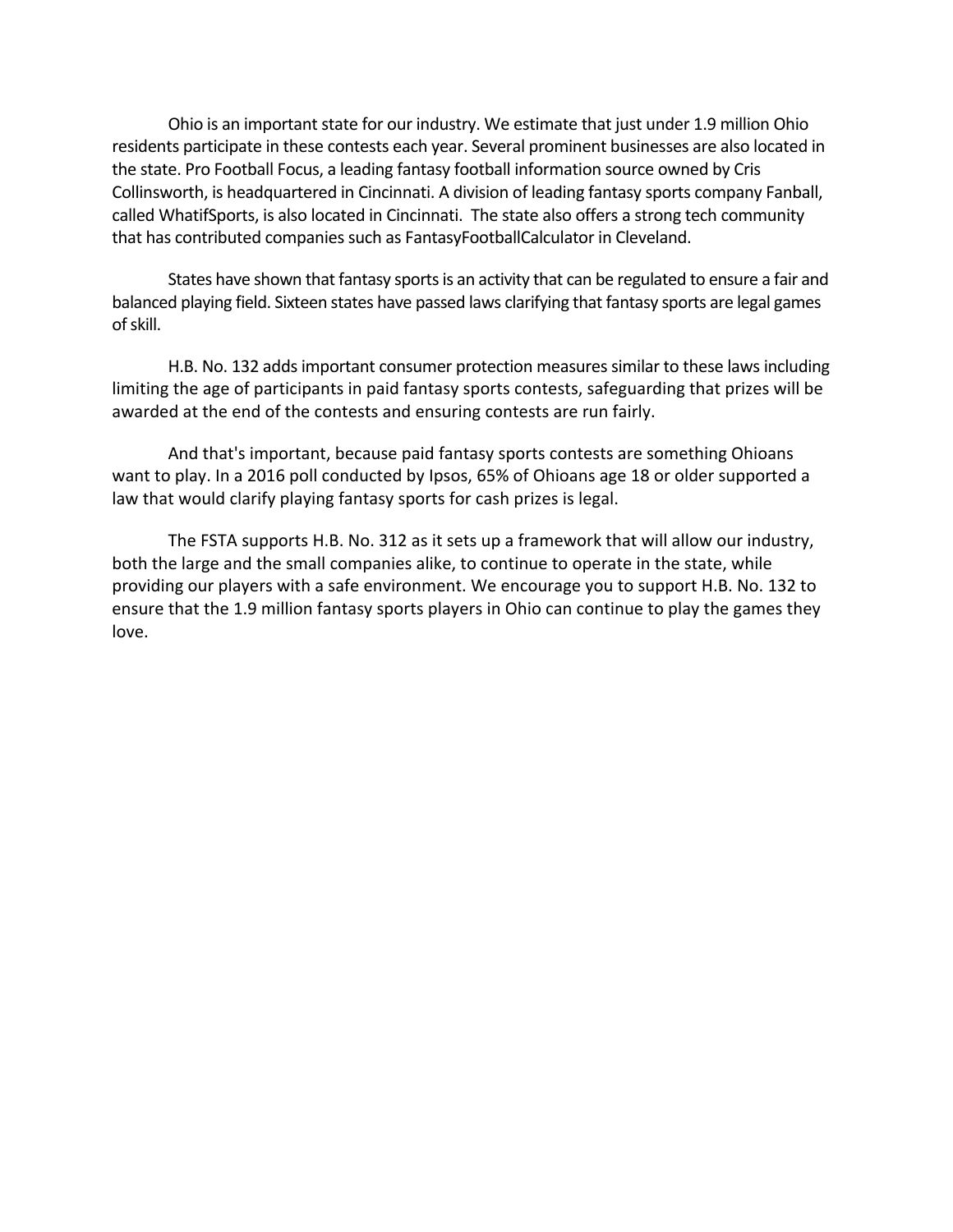Ohio is an important state for our industry. We estimate that just under 1.9 million Ohio residents participate in these contests each year. Several prominent businesses are also located in the state. Pro Football Focus, a leading fantasy football information source owned by Cris Collinsworth, is headquartered in Cincinnati. A division of leading fantasy sports company Fanball, called WhatifSports, is also located in Cincinnati. The state also offers a strong tech community that has contributed companies such as FantasyFootballCalculator in Cleveland.

States have shown that fantasy sports is an activity that can be regulated to ensure a fair and balanced playing field. Sixteen states have passed laws clarifying that fantasy sports are legal games of skill.

H.B. No. 132 adds important consumer protection measures similar to these laws including limiting the age of participants in paid fantasy sports contests, safeguarding that prizes will be awarded at the end of the contests and ensuring contests are run fairly.

And that's important, because paid fantasy sports contests are something Ohioans want to play. In a 2016 poll conducted by Ipsos, 65% of Ohioans age 18 or older supported a law that would clarify playing fantasy sports for cash prizes is legal.

The FSTA supports H.B. No. 312 as it sets up a framework that will allow our industry, both the large and the small companies alike, to continue to operate in the state, while providing our players with a safe environment. We encourage you to support H.B. No. 132 to ensure that the 1.9 million fantasy sports players in Ohio can continue to play the games they love.